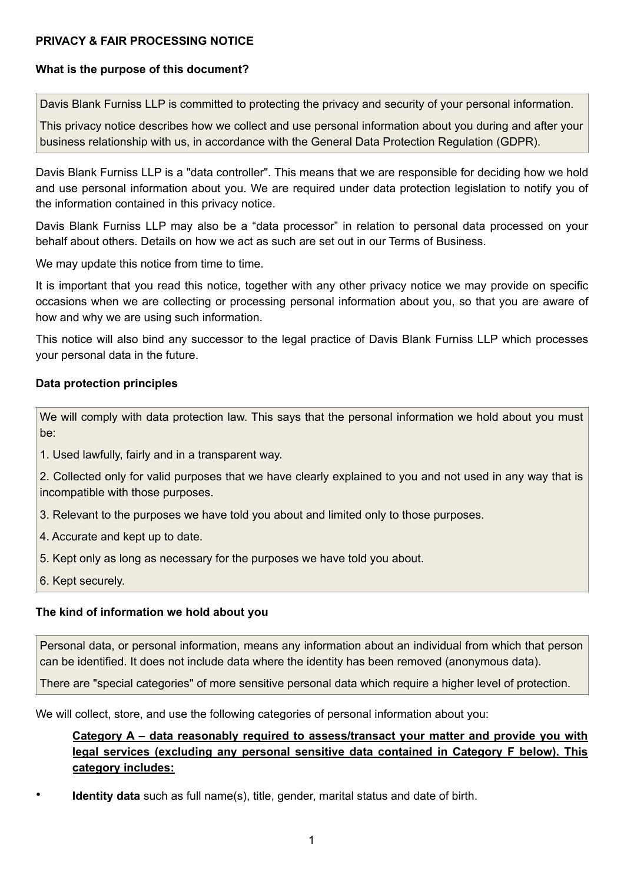**PRIVACY & FAIR PROCESSING NOTICE**

**What is the purpose of this document?**

Davis Blank Furniss LLP is committed to protecting the privacy and security of your personal information.

This privacy notice describes how we collect and use personal information about you during and after your business relationship with us, in accordance with the General Data Protection Regulation (GDPR).

Davis Blank Furniss LLP is a "data controller". This means that we are responsible for deciding how we hold and use personal information about you. We are required under data protection legislation to notify you of the information contained in this privacy notice.

Davis Blank Furniss LLP may also be a "data processor" in relation to personal data processed on your behalf about others. Details on how we act as such are set out in our Terms of Business.

We may update this notice from time to time.

It is important that you read this notice, together with any other privacy notice we may provide on specific occasions when we are collecting or processing personal information about you, so that you are aware of how and why we are using such information.

This notice will also bind any successor to the legal practice of Davis Blank Furniss LLP which processes your personal data in the future.

**Data protection principles**

We will comply with data protection law. This says that the personal information we hold about you must be:

1. Used lawfully, fairly and in a transparent way.
2. Collected only for valid purposes that we have clearly explained to you and not used in any way that is incompatible with those purposes.
3. Relevant to the purposes we have told you about and limited only to those purposes.
4. Accurate and kept up to date.
5. Kept only as long as necessary for the purposes we have told you about.
6. Kept securely.

**The kind of information we hold about you**

Personal data, or personal information, means any information about an individual from which that person can be identified. It does not include data where the identity has been removed (anonymous data).

There are "special categories" of more sensitive personal data which require a higher level of protection.

We will collect, store, and use the following categories of personal information about you:

**Category A – data reasonably required to assess/transact your matter and provide you with legal services (excluding any personal sensitive data contained in Category F below). This category includes:**

- **Identity data** such as full name(s), title, gender, marital status and date of birth.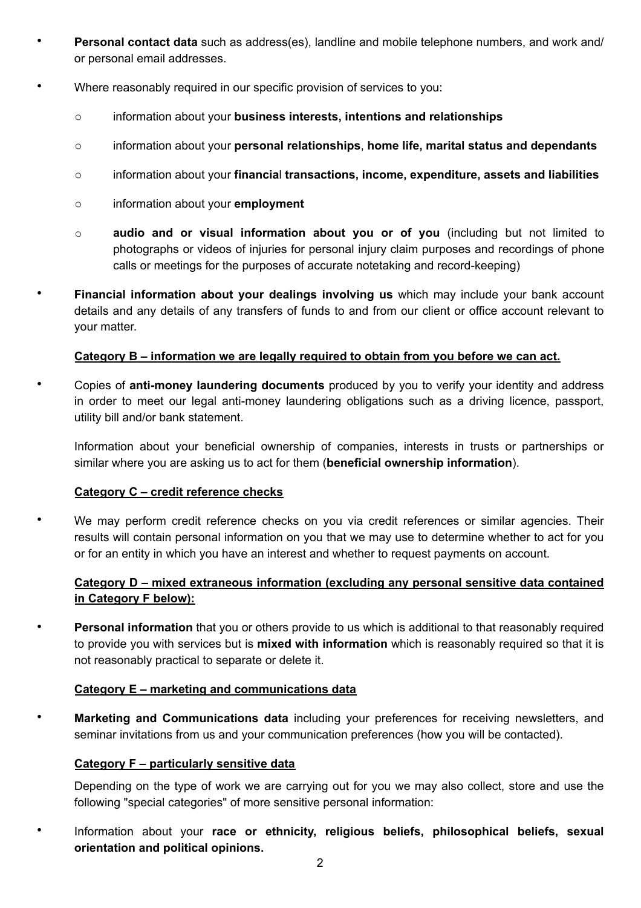- **Personal contact data** such as address(es), landline and mobile telephone numbers, and work and/ or personal email addresses.
- Where reasonably required in our specific provision of services to you:
  - information about your **business interests, intentions and relationships**
  - information about your **personal relationships**, **home life, marital status and dependants**
  - information about your **financial transactions, income, expenditure, assets and liabilities**
  - information about your **employment**
  - **audio and or visual information about you or of you** (including but not limited to photographs or videos of injuries for personal injury claim purposes and recordings of phone calls or meetings for the purposes of accurate notetaking and record-keeping)
- **Financial information about your dealings involving us** which may include your bank account details and any details of any transfers of funds to and from our client or office account relevant to your matter.

**Category B – information we are legally required to obtain from you before we can act.**

- Copies of **anti-money laundering documents** produced by you to verify your identity and address in order to meet our legal anti-money laundering obligations such as a driving licence, passport, utility bill and/or bank statement.

  Information about your beneficial ownership of companies, interests in trusts or partnerships or similar where you are asking us to act for them (**beneficial ownership information**).

**Category C – credit reference checks**

- We may perform credit reference checks on you via credit references or similar agencies. Their results will contain personal information on you that we may use to determine whether to act for you or for an entity in which you have an interest and whether to request payments on account.

**Category D – mixed extraneous information (excluding any personal sensitive data contained in Category F below):**

- **Personal information** that you or others provide to us which is additional to that reasonably required to provide you with services but is **mixed with information** which is reasonably required so that it is not reasonably practical to separate or delete it.

**Category E – marketing and communications data**

- **Marketing and Communications data** including your preferences for receiving newsletters, and seminar invitations from us and your communication preferences (how you will be contacted).

**Category F – particularly sensitive data**

Depending on the type of work we are carrying out for you we may also collect, store and use the following "special categories" of more sensitive personal information:

- Information about your **race or ethnicity, religious beliefs, philosophical beliefs, sexual orientation and political opinions.**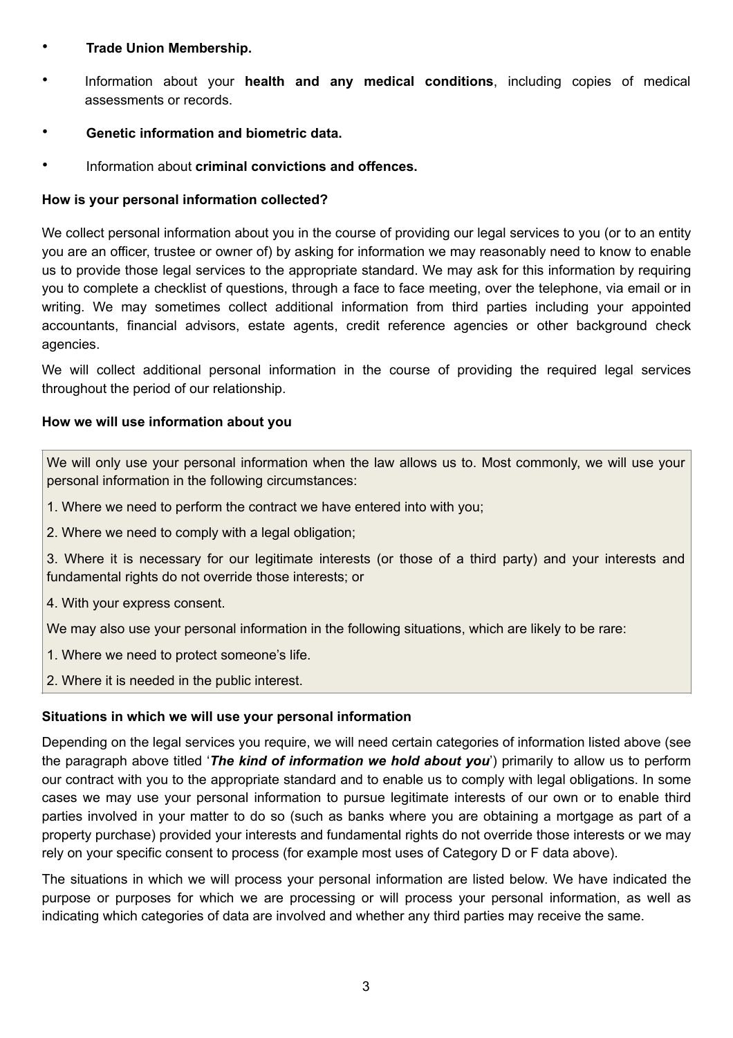- **Trade Union Membership.**
- Information about your **health and any medical conditions**, including copies of medical assessments or records.
- **Genetic information and biometric data.**
- Information about **criminal convictions and offences.**

**How is your personal information collected?**

We collect personal information about you in the course of providing our legal services to you (or to an entity you are an officer, trustee or owner of) by asking for information we may reasonably need to know to enable us to provide those legal services to the appropriate standard. We may ask for this information by requiring you to complete a checklist of questions, through a face to face meeting, over the telephone, via email or in writing. We may sometimes collect additional information from third parties including your appointed accountants, financial advisors, estate agents, credit reference agencies or other background check agencies.

We will collect additional personal information in the course of providing the required legal services throughout the period of our relationship.

**How we will use information about you**

We will only use your personal information when the law allows us to. Most commonly, we will use your personal information in the following circumstances:

1. Where we need to perform the contract we have entered into with you;
2. Where we need to comply with a legal obligation;
3. Where it is necessary for our legitimate interests (or those of a third party) and your interests and fundamental rights do not override those interests; or
4. With your express consent.

We may also use your personal information in the following situations, which are likely to be rare:

1. Where we need to protect someone's life.
2. Where it is needed in the public interest.

**Situations in which we will use your personal information**

Depending on the legal services you require, we will need certain categories of information listed above (see the paragraph above titled '***The kind of information we hold about you***') primarily to allow us to perform our contract with you to the appropriate standard and to enable us to comply with legal obligations. In some cases we may use your personal information to pursue legitimate interests of our own or to enable third parties involved in your matter to do so (such as banks where you are obtaining a mortgage as part of a property purchase) provided your interests and fundamental rights do not override those interests or we may rely on your specific consent to process (for example most uses of Category D or F data above).

The situations in which we will process your personal information are listed below. We have indicated the purpose or purposes for which we are processing or will process your personal information, as well as indicating which categories of data are involved and whether any third parties may receive the same.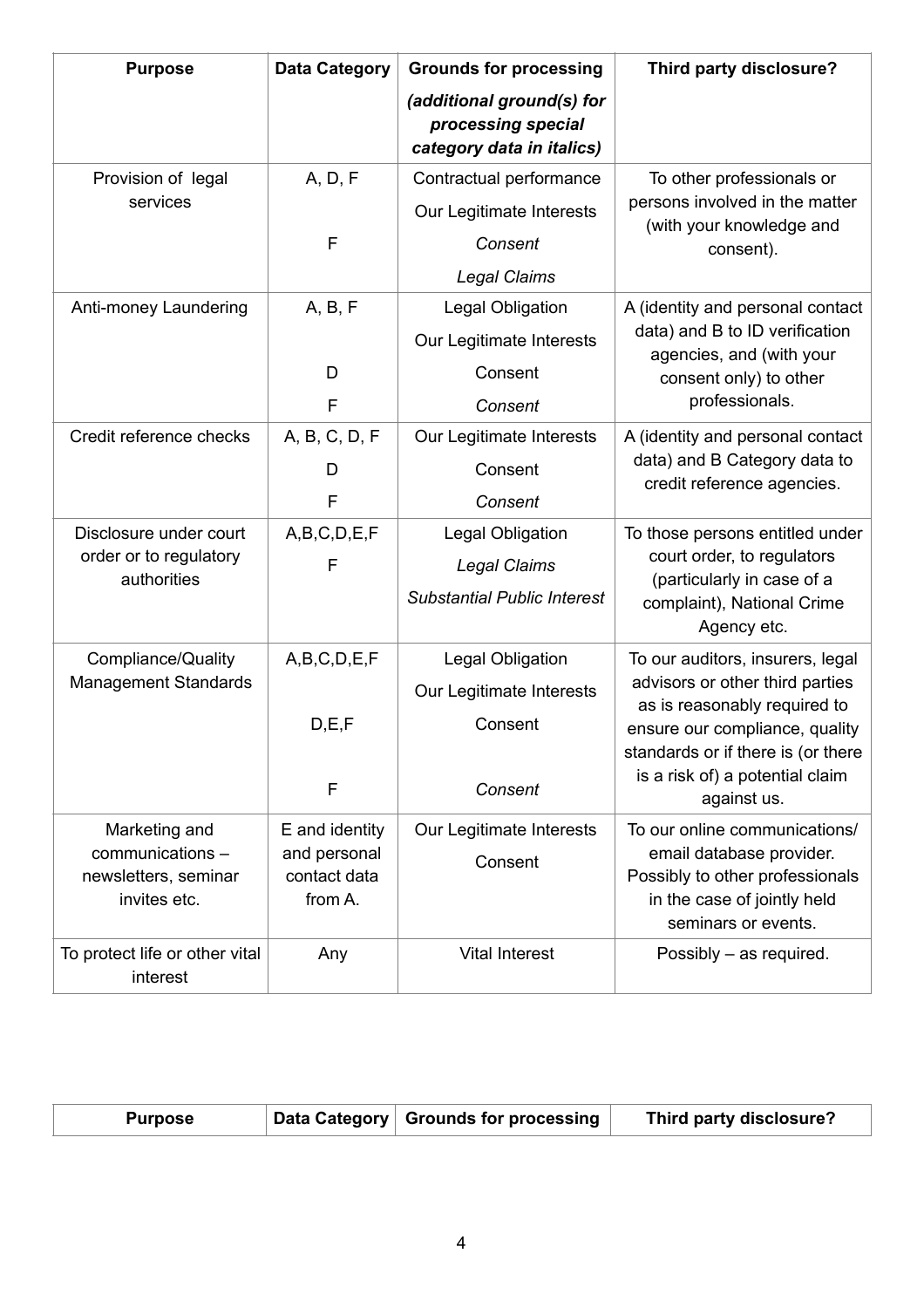| Purpose | Data Category | Grounds for processing *(additional ground(s) for processing special category data in italics)* | Third party disclosure? |
|---|---|---|---|
| Provision of legal services | A, D, F<br><br>F | Contractual performance<br>Our Legitimate Interests<br>*Consent*<br>*Legal Claims* | To other professionals or persons involved in the matter (with your knowledge and consent). |
| Anti-money Laundering | A, B, F<br><br>D<br>F | Legal Obligation<br>Our Legitimate Interests<br>Consent<br>*Consent* | A (identity and personal contact data) and B to ID verification agencies, and (with your consent only) to other professionals. |
| Credit reference checks | A, B, C, D, F<br>D<br>F | Our Legitimate Interests<br>Consent<br>*Consent* | A (identity and personal contact data) and B Category data to credit reference agencies. |
| Disclosure under court order or to regulatory authorities | A,B,C,D,E,F<br>F | Legal Obligation<br>*Legal Claims*<br>*Substantial Public Interest* | To those persons entitled under court order, to regulators (particularly in case of a complaint), National Crime Agency etc. |
| Compliance/Quality Management Standards | A,B,C,D,E,F<br><br>D,E,F<br><br>F | Legal Obligation<br>Our Legitimate Interests<br>Consent<br><br>*Consent* | To our auditors, insurers, legal advisors or other third parties as is reasonably required to ensure our compliance, quality standards or if there is (or there is a risk of) a potential claim against us. |
| Marketing and communications – newsletters, seminar invites etc. | E and identity and personal contact data from A. | Our Legitimate Interests<br>Consent | To our online communications/ email database provider. Possibly to other professionals in the case of jointly held seminars or events. |
| To protect life or other vital interest | Any | Vital Interest | Possibly – as required. |

| Purpose | Data Category | Grounds for processing | Third party disclosure? |
|---|---|---|---|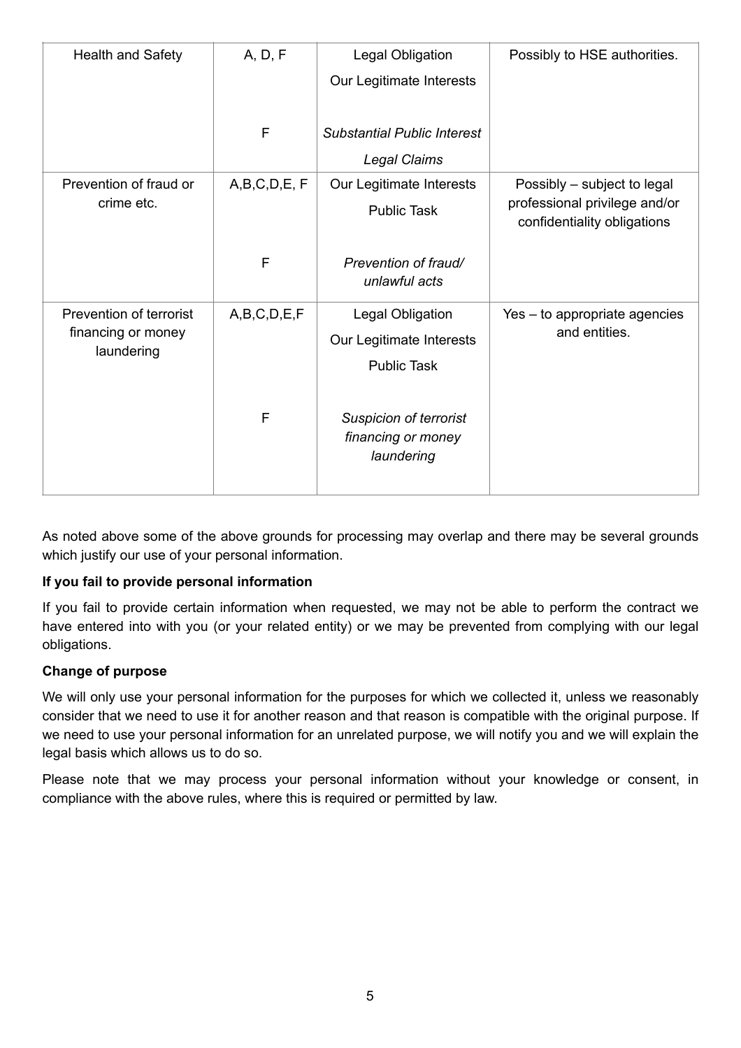| | | | |
|---|---|---|---|
| Health and Safety | A, D, F | Legal Obligation<br>Our Legitimate Interests | Possibly to HSE authorities. |
| | F | *Substantial Public Interest*<br>*Legal Claims* | |
| Prevention of fraud or crime etc. | A,B,C,D,E, F | Our Legitimate Interests<br>Public Task | Possibly – subject to legal professional privilege and/or confidentiality obligations |
| | F | *Prevention of fraud/ unlawful acts* | |
| Prevention of terrorist financing or money laundering | A,B,C,D,E,F | Legal Obligation<br>Our Legitimate Interests<br>Public Task | Yes – to appropriate agencies and entities. |
| | F | *Suspicion of terrorist financing or money laundering* | |

As noted above some of the above grounds for processing may overlap and there may be several grounds which justify our use of your personal information.

**If you fail to provide personal information**

If you fail to provide certain information when requested, we may not be able to perform the contract we have entered into with you (or your related entity) or we may be prevented from complying with our legal obligations.

**Change of purpose**

We will only use your personal information for the purposes for which we collected it, unless we reasonably consider that we need to use it for another reason and that reason is compatible with the original purpose. If we need to use your personal information for an unrelated purpose, we will notify you and we will explain the legal basis which allows us to do so.

Please note that we may process your personal information without your knowledge or consent, in compliance with the above rules, where this is required or permitted by law.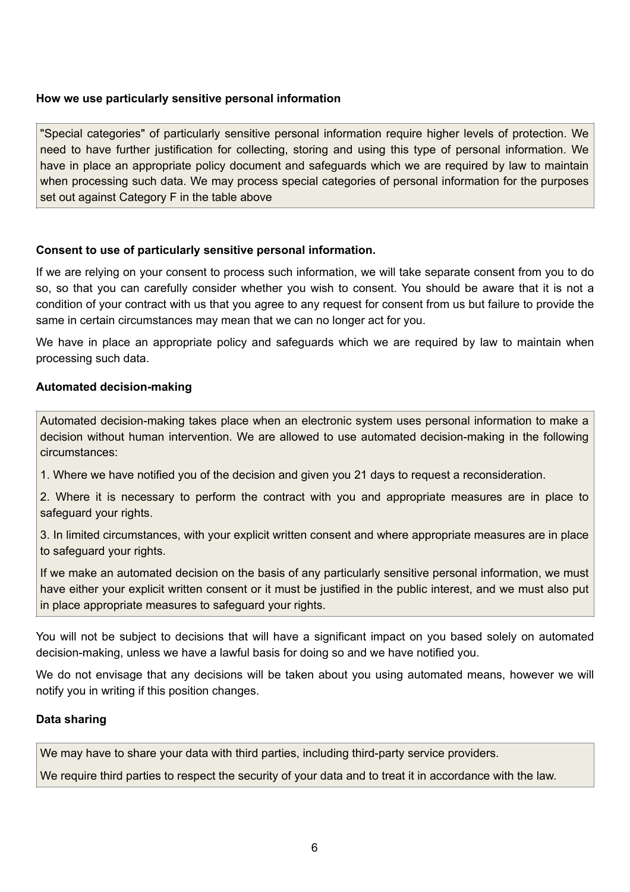**How we use particularly sensitive personal information**

"Special categories" of particularly sensitive personal information require higher levels of protection. We need to have further justification for collecting, storing and using this type of personal information. We have in place an appropriate policy document and safeguards which we are required by law to maintain when processing such data. We may process special categories of personal information for the purposes set out against Category F in the table above

**Consent to use of particularly sensitive personal information.**

If we are relying on your consent to process such information, we will take separate consent from you to do so, so that you can carefully consider whether you wish to consent. You should be aware that it is not a condition of your contract with us that you agree to any request for consent from us but failure to provide the same in certain circumstances may mean that we can no longer act for you.

We have in place an appropriate policy and safeguards which we are required by law to maintain when processing such data.

**Automated decision-making**

Automated decision-making takes place when an electronic system uses personal information to make a decision without human intervention. We are allowed to use automated decision-making in the following circumstances:

1. Where we have notified you of the decision and given you 21 days to request a reconsideration.

2. Where it is necessary to perform the contract with you and appropriate measures are in place to safeguard your rights.

3. In limited circumstances, with your explicit written consent and where appropriate measures are in place to safeguard your rights.

If we make an automated decision on the basis of any particularly sensitive personal information, we must have either your explicit written consent or it must be justified in the public interest, and we must also put in place appropriate measures to safeguard your rights.

You will not be subject to decisions that will have a significant impact on you based solely on automated decision-making, unless we have a lawful basis for doing so and we have notified you.

We do not envisage that any decisions will be taken about you using automated means, however we will notify you in writing if this position changes.

**Data sharing**

We may have to share your data with third parties, including third-party service providers.

We require third parties to respect the security of your data and to treat it in accordance with the law.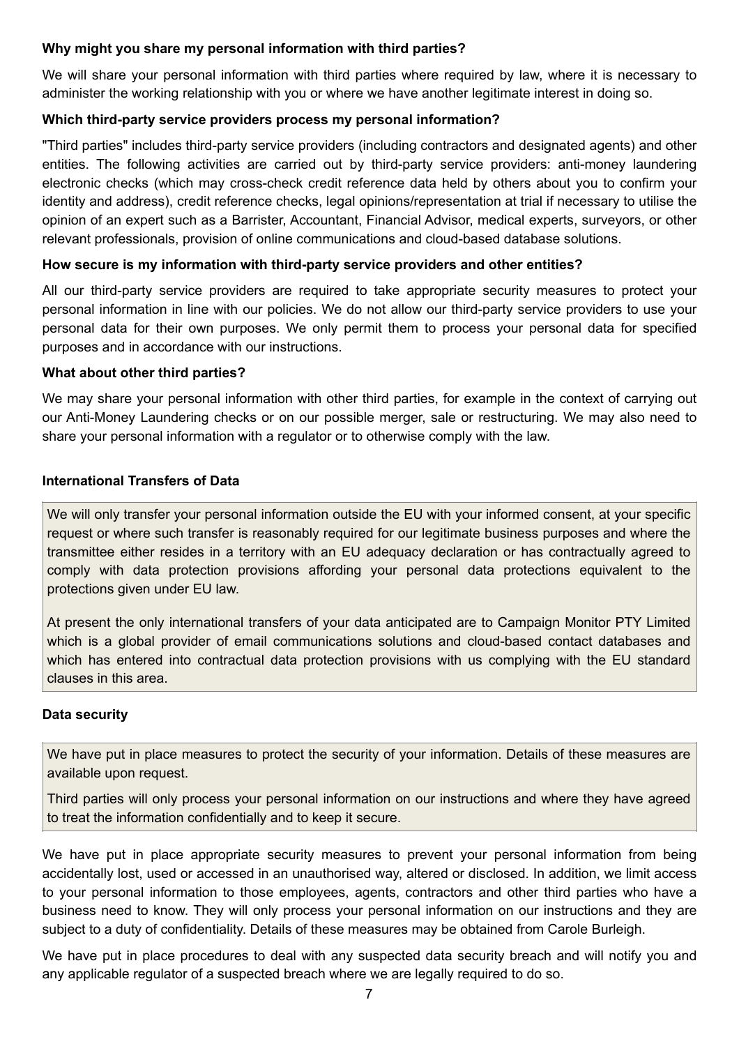**Why might you share my personal information with third parties?**

We will share your personal information with third parties where required by law, where it is necessary to administer the working relationship with you or where we have another legitimate interest in doing so.

**Which third-party service providers process my personal information?**

"Third parties" includes third-party service providers (including contractors and designated agents) and other entities. The following activities are carried out by third-party service providers: anti-money laundering electronic checks (which may cross-check credit reference data held by others about you to confirm your identity and address), credit reference checks, legal opinions/representation at trial if necessary to utilise the opinion of an expert such as a Barrister, Accountant, Financial Advisor, medical experts, surveyors, or other relevant professionals, provision of online communications and cloud-based database solutions.

**How secure is my information with third-party service providers and other entities?**

All our third-party service providers are required to take appropriate security measures to protect your personal information in line with our policies. We do not allow our third-party service providers to use your personal data for their own purposes. We only permit them to process your personal data for specified purposes and in accordance with our instructions.

**What about other third parties?**

We may share your personal information with other third parties, for example in the context of carrying out our Anti-Money Laundering checks or on our possible merger, sale or restructuring. We may also need to share your personal information with a regulator or to otherwise comply with the law.

**International Transfers of Data**

We will only transfer your personal information outside the EU with your informed consent, at your specific request or where such transfer is reasonably required for our legitimate business purposes and where the transmittee either resides in a territory with an EU adequacy declaration or has contractually agreed to comply with data protection provisions affording your personal data protections equivalent to the protections given under EU law.

At present the only international transfers of your data anticipated are to Campaign Monitor PTY Limited which is a global provider of email communications solutions and cloud-based contact databases and which has entered into contractual data protection provisions with us complying with the EU standard clauses in this area.

**Data security**

We have put in place measures to protect the security of your information. Details of these measures are available upon request.

Third parties will only process your personal information on our instructions and where they have agreed to treat the information confidentially and to keep it secure.

We have put in place appropriate security measures to prevent your personal information from being accidentally lost, used or accessed in an unauthorised way, altered or disclosed. In addition, we limit access to your personal information to those employees, agents, contractors and other third parties who have a business need to know. They will only process your personal information on our instructions and they are subject to a duty of confidentiality. Details of these measures may be obtained from Carole Burleigh.

We have put in place procedures to deal with any suspected data security breach and will notify you and any applicable regulator of a suspected breach where we are legally required to do so.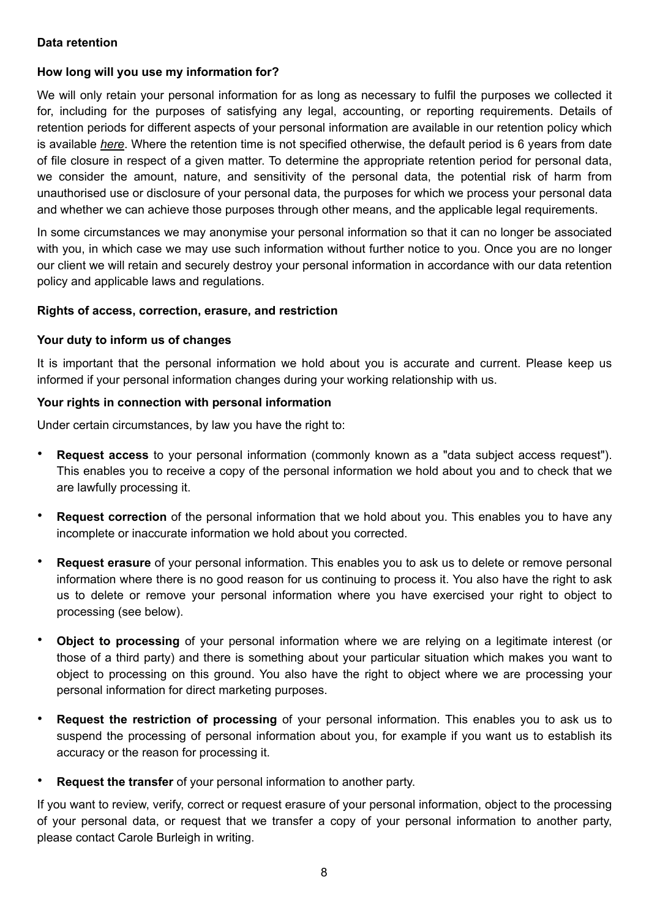**Data retention**

**How long will you use my information for?**

We will only retain your personal information for as long as necessary to fulfil the purposes we collected it for, including for the purposes of satisfying any legal, accounting, or reporting requirements. Details of retention periods for different aspects of your personal information are available in our retention policy which is available *here*. Where the retention time is not specified otherwise, the default period is 6 years from date of file closure in respect of a given matter. To determine the appropriate retention period for personal data, we consider the amount, nature, and sensitivity of the personal data, the potential risk of harm from unauthorised use or disclosure of your personal data, the purposes for which we process your personal data and whether we can achieve those purposes through other means, and the applicable legal requirements.

In some circumstances we may anonymise your personal information so that it can no longer be associated with you, in which case we may use such information without further notice to you. Once you are no longer our client we will retain and securely destroy your personal information in accordance with our data retention policy and applicable laws and regulations.

**Rights of access, correction, erasure, and restriction**

**Your duty to inform us of changes**

It is important that the personal information we hold about you is accurate and current. Please keep us informed if your personal information changes during your working relationship with us.

**Your rights in connection with personal information**

Under certain circumstances, by law you have the right to:

- **Request access** to your personal information (commonly known as a "data subject access request"). This enables you to receive a copy of the personal information we hold about you and to check that we are lawfully processing it.
- **Request correction** of the personal information that we hold about you. This enables you to have any incomplete or inaccurate information we hold about you corrected.
- **Request erasure** of your personal information. This enables you to ask us to delete or remove personal information where there is no good reason for us continuing to process it. You also have the right to ask us to delete or remove your personal information where you have exercised your right to object to processing (see below).
- **Object to processing** of your personal information where we are relying on a legitimate interest (or those of a third party) and there is something about your particular situation which makes you want to object to processing on this ground. You also have the right to object where we are processing your personal information for direct marketing purposes.
- **Request the restriction of processing** of your personal information. This enables you to ask us to suspend the processing of personal information about you, for example if you want us to establish its accuracy or the reason for processing it.
- **Request the transfer** of your personal information to another party.

If you want to review, verify, correct or request erasure of your personal information, object to the processing of your personal data, or request that we transfer a copy of your personal information to another party, please contact Carole Burleigh in writing.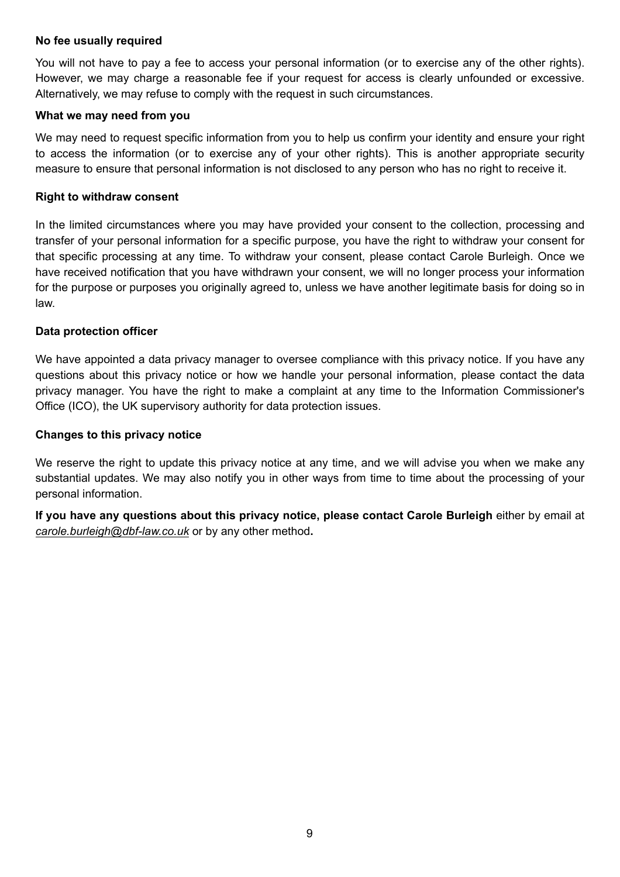**No fee usually required**

You will not have to pay a fee to access your personal information (or to exercise any of the other rights). However, we may charge a reasonable fee if your request for access is clearly unfounded or excessive. Alternatively, we may refuse to comply with the request in such circumstances.

**What we may need from you**

We may need to request specific information from you to help us confirm your identity and ensure your right to access the information (or to exercise any of your other rights). This is another appropriate security measure to ensure that personal information is not disclosed to any person who has no right to receive it.

**Right to withdraw consent**

In the limited circumstances where you may have provided your consent to the collection, processing and transfer of your personal information for a specific purpose, you have the right to withdraw your consent for that specific processing at any time. To withdraw your consent, please contact Carole Burleigh. Once we have received notification that you have withdrawn your consent, we will no longer process your information for the purpose or purposes you originally agreed to, unless we have another legitimate basis for doing so in law.

**Data protection officer**

We have appointed a data privacy manager to oversee compliance with this privacy notice. If you have any questions about this privacy notice or how we handle your personal information, please contact the data privacy manager. You have the right to make a complaint at any time to the Information Commissioner's Office (ICO), the UK supervisory authority for data protection issues.

**Changes to this privacy notice**

We reserve the right to update this privacy notice at any time, and we will advise you when we make any substantial updates. We may also notify you in other ways from time to time about the processing of your personal information.

**If you have any questions about this privacy notice, please contact Carole Burleigh** either by email at *carole.burleigh@dbf-law.co.uk* or by any other method**.**